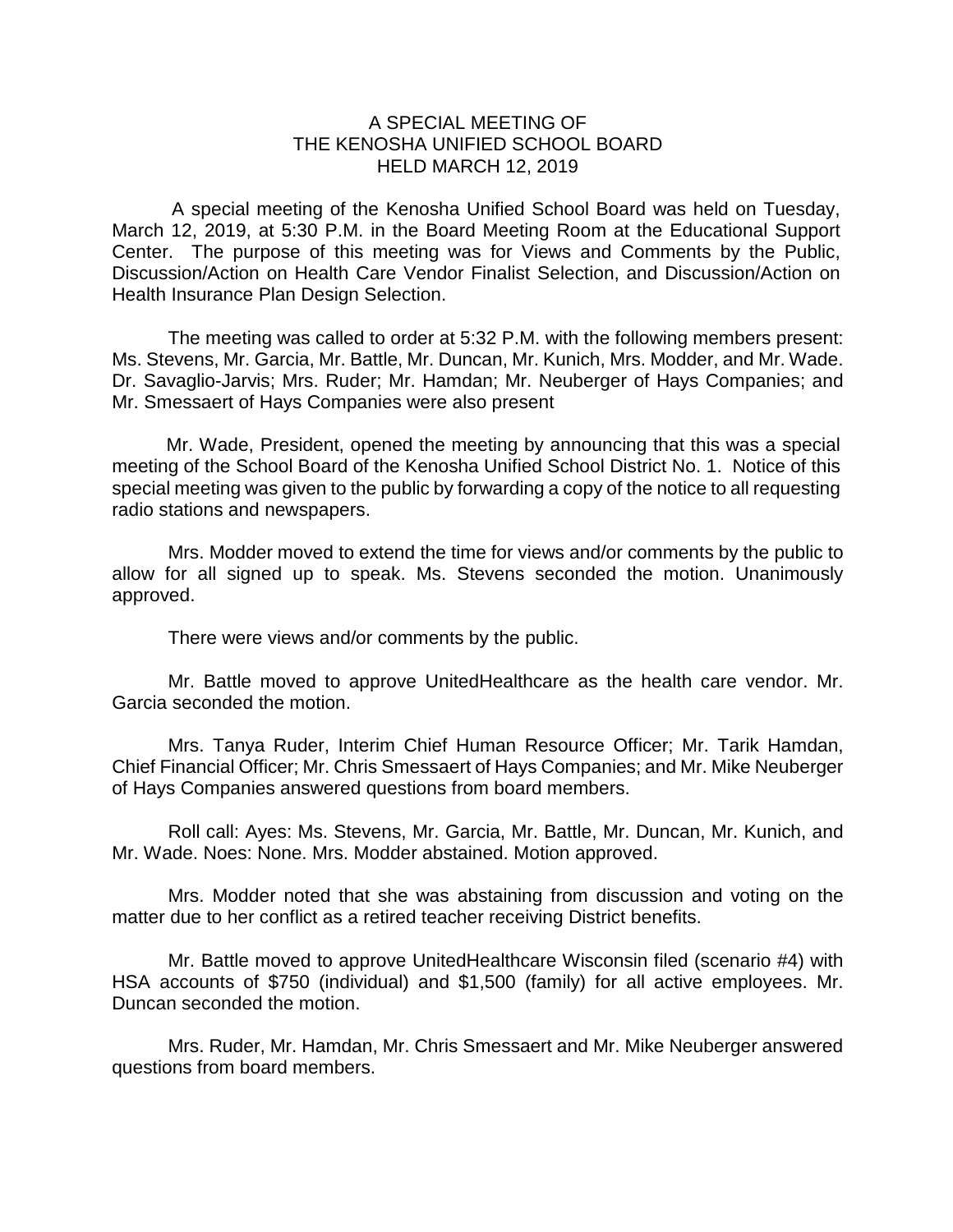# A SPECIAL MEETING OF THE KENOSHA UNIFIED SCHOOL BOARD HELD MARCH 12, 2019

A special meeting of the Kenosha Unified School Board was held on Tuesday, March 12, 2019, at 5:30 P.M. in the Board Meeting Room at the Educational Support Center. The purpose of this meeting was for Views and Comments by the Public, Discussion/Action on Health Care Vendor Finalist Selection, and Discussion/Action on Health Insurance Plan Design Selection.

The meeting was called to order at 5:32 P.M. with the following members present: Ms. Stevens, Mr. Garcia, Mr. Battle, Mr. Duncan, Mr. Kunich, Mrs. Modder, and Mr. Wade. Dr. Savaglio-Jarvis; Mrs. Ruder; Mr. Hamdan; Mr. Neuberger of Hays Companies; and Mr. Smessaert of Hays Companies were also present

Mr. Wade, President, opened the meeting by announcing that this was a special meeting of the School Board of the Kenosha Unified School District No. 1. Notice of this special meeting was given to the public by forwarding a copy of the notice to all requesting radio stations and newspapers.

Mrs. Modder moved to extend the time for views and/or comments by the public to allow for all signed up to speak. Ms. Stevens seconded the motion. Unanimously approved.

There were views and/or comments by the public.

Mr. Battle moved to approve UnitedHealthcare as the health care vendor. Mr. Garcia seconded the motion.

Mrs. Tanya Ruder, Interim Chief Human Resource Officer; Mr. Tarik Hamdan, Chief Financial Officer; Mr. Chris Smessaert of Hays Companies; and Mr. Mike Neuberger of Hays Companies answered questions from board members.

Roll call: Ayes: Ms. Stevens, Mr. Garcia, Mr. Battle, Mr. Duncan, Mr. Kunich, and Mr. Wade. Noes: None. Mrs. Modder abstained. Motion approved.

Mrs. Modder noted that she was abstaining from discussion and voting on the matter due to her conflict as a retired teacher receiving District benefits.

Mr. Battle moved to approve UnitedHealthcare Wisconsin filed (scenario #4) with HSA accounts of $750 (individual) and $1,500 (family) for all active employees. Mr. Duncan seconded the motion.

Mrs. Ruder, Mr. Hamdan, Mr. Chris Smessaert and Mr. Mike Neuberger answered questions from board members.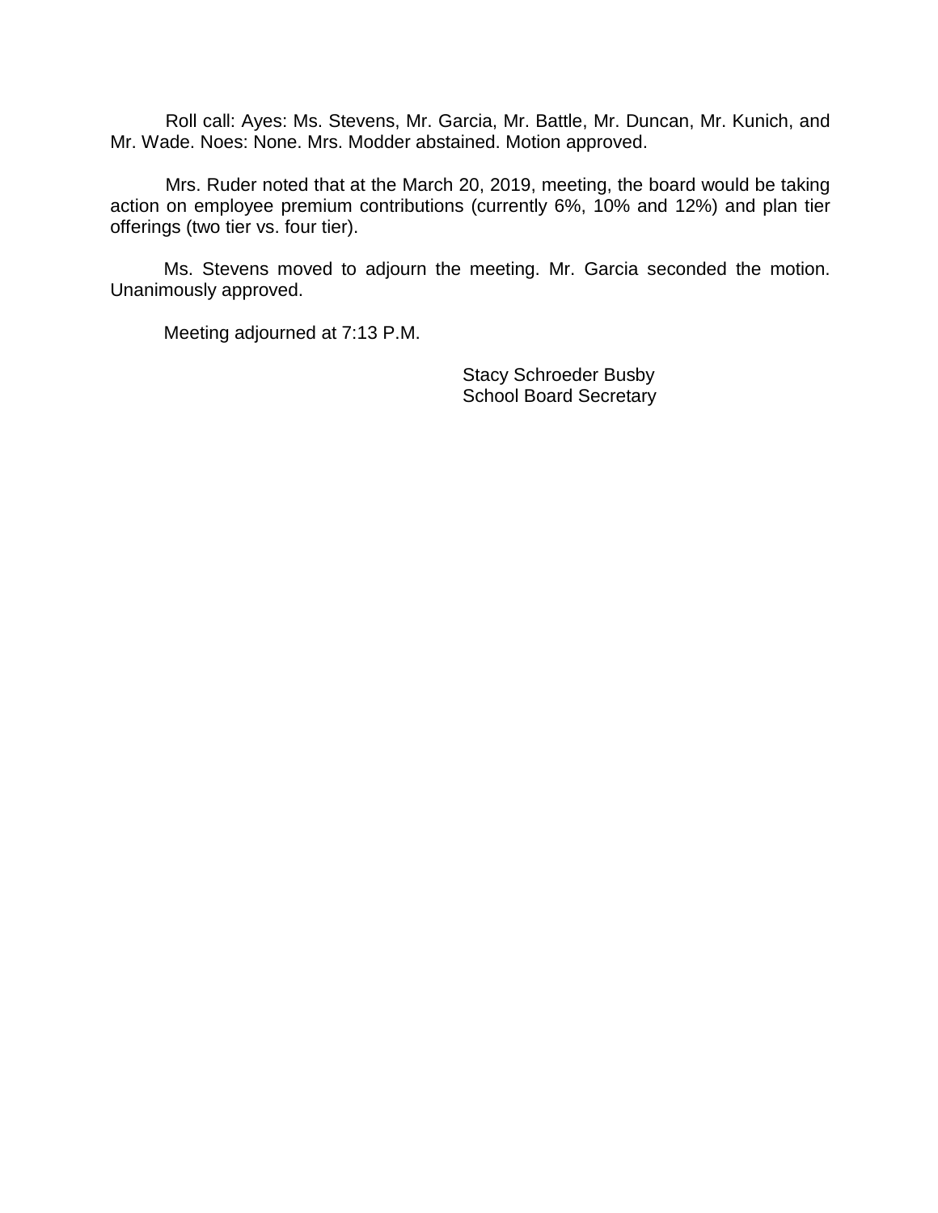Roll call: Ayes: Ms. Stevens, Mr. Garcia, Mr. Battle, Mr. Duncan, Mr. Kunich, and Mr. Wade. Noes: None. Mrs. Modder abstained. Motion approved.

Mrs. Ruder noted that at the March 20, 2019, meeting, the board would be taking action on employee premium contributions (currently 6%, 10% and 12%) and plan tier offerings (two tier vs. four tier).

Ms. Stevens moved to adjourn the meeting. Mr. Garcia seconded the motion. Unanimously approved.

Meeting adjourned at 7:13 P.M.

Stacy Schroeder Busby
School Board Secretary